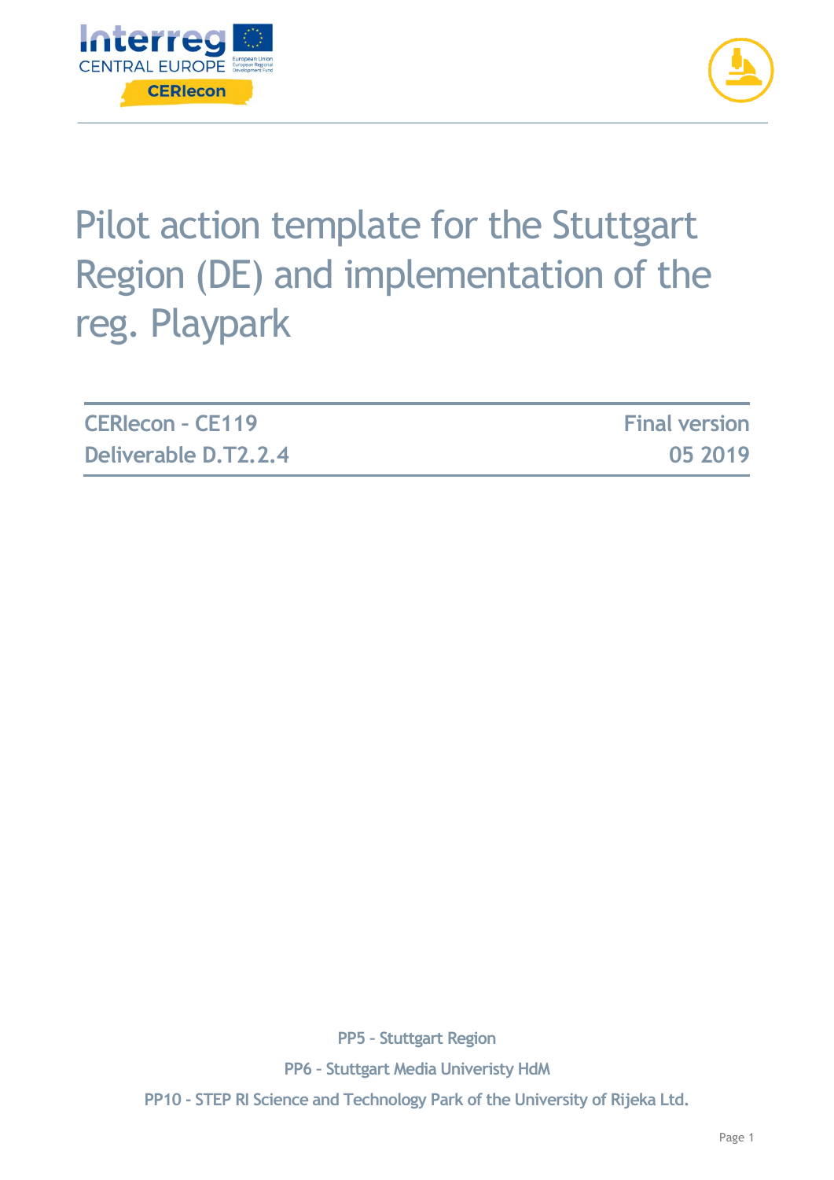# Pilot action template for the Stuttgart Region (DE) and implementation of the reg. Playpark

| CERIecon - CE119 | Final version |
|---|---|
| Deliverable D.T2.2.4 | 05 2019 |

PP5 - Stuttgart Region

PP6 - Stuttgart Media Univeristy HdM

PP10 - STEP RI Science and Technology Park of the University of Rijeka Ltd.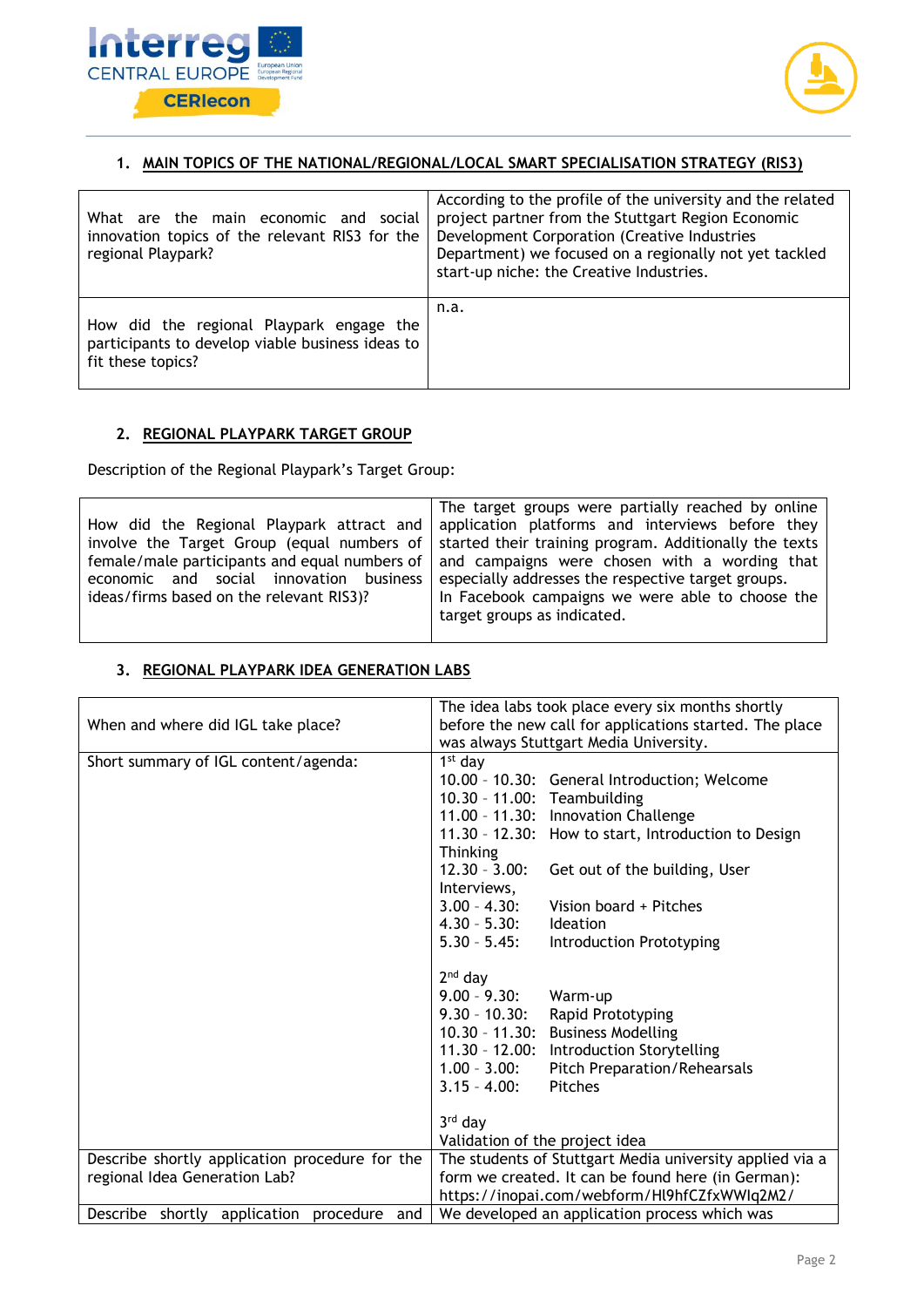## 1. MAIN TOPICS OF THE NATIONAL/REGIONAL/LOCAL SMART SPECIALISATION STRATEGY (RIS3)

| | |
|---|---|
| What are the main economic and social innovation topics of the relevant RIS3 for the regional Playpark? | According to the profile of the university and the related project partner from the Stuttgart Region Economic Development Corporation (Creative Industries Department) we focused on a regionally not yet tackled start-up niche: the Creative Industries. |
| How did the regional Playpark engage the participants to develop viable business ideas to fit these topics? | n.a. |

## 2. REGIONAL PLAYPARK TARGET GROUP

Description of the Regional Playpark's Target Group:

| | |
|---|---|
| How did the Regional Playpark attract and involve the Target Group (equal numbers of female/male participants and equal numbers of economic and social innovation business ideas/firms based on the relevant RIS3)? | The target groups were partially reached by online application platforms and interviews before they started their training program. Additionally the texts and campaigns were chosen with a wording that especially addresses the respective target groups.<br>In Facebook campaigns we were able to choose the target groups as indicated. |

## 3. REGIONAL PLAYPARK IDEA GENERATION LABS

| | |
|---|---|
| When and where did IGL take place? | The idea labs took place every six months shortly before the new call for applications started. The place was always Stuttgart Media University. |
| Short summary of IGL content/agenda: | 1st day<br>10.00 - 10.30: General Introduction; Welcome<br>10.30 - 11.00: Teambuilding<br>11.00 - 11.30: Innovation Challenge<br>11.30 - 12.30: How to start, Introduction to Design Thinking<br>12.30 - 3.00: Get out of the building, User Interviews,<br>3.00 - 4.30: Vision board + Pitches<br>4.30 - 5.30: Ideation<br>5.30 - 5.45: Introduction Prototyping<br><br>2nd day<br>9.00 - 9.30: Warm-up<br>9.30 - 10.30: Rapid Prototyping<br>10.30 - 11.30: Business Modelling<br>11.30 - 12.00: Introduction Storytelling<br>1.00 - 3.00: Pitch Preparation/Rehearsals<br>3.15 - 4.00: Pitches<br><br>3rd day<br>Validation of the project idea |
| Describe shortly application procedure for the regional Idea Generation Lab? | The students of Stuttgart Media university applied via a form we created. It can be found here (in German): https://inopai.com/webform/Hl9hfCZfxWWIq2M2/ |
| Describe shortly application procedure and | We developed an application process which was |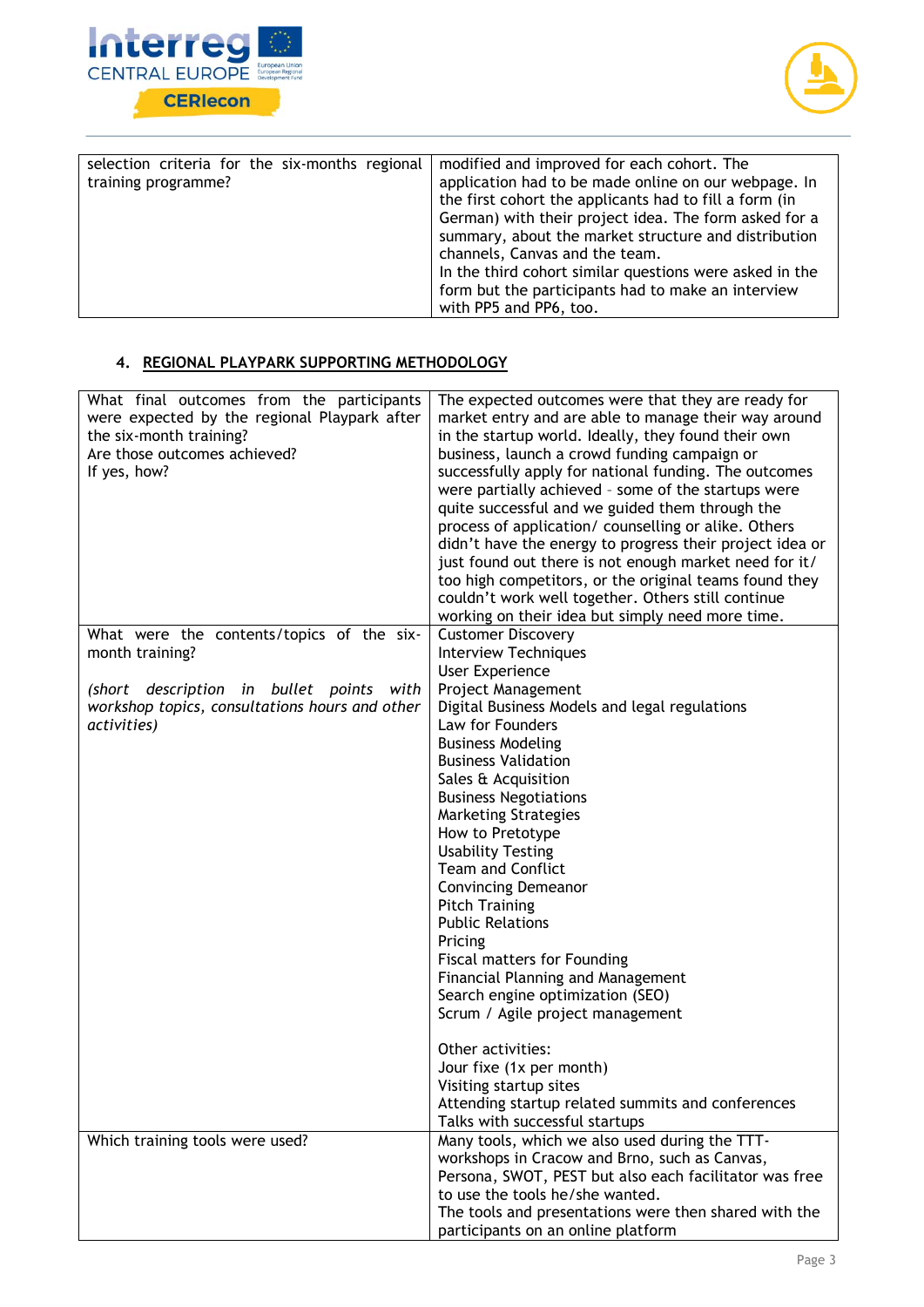| | |
|---|---|
| selection criteria for the six-months regional training programme? | modified and improved for each cohort. The application had to be made online on our webpage. In the first cohort the applicants had to fill a form (in German) with their project idea. The form asked for a summary, about the market structure and distribution channels, Canvas and the team.<br>In the third cohort similar questions were asked in the form but the participants had to make an interview with PP5 and PP6, too. |

## 4. REGIONAL PLAYPARK SUPPORTING METHODOLOGY

| | |
|---|---|
| What final outcomes from the participants were expected by the regional Playpark after the six-month training?<br>Are those outcomes achieved?<br>If yes, how? | The expected outcomes were that they are ready for market entry and are able to manage their way around in the startup world. Ideally, they found their own business, launch a crowd funding campaign or successfully apply for national funding. The outcomes were partially achieved - some of the startups were quite successful and we guided them through the process of application/ counselling or alike. Others didn't have the energy to progress their project idea or just found out there is not enough market need for it/ too high competitors, or the original teams found they couldn't work well together. Others still continue working on their idea but simply need more time. |
| What were the contents/topics of the six-month training?<br><br>*(short description in bullet points with workshop topics, consultations hours and other activities)* | Customer Discovery<br>Interview Techniques<br>User Experience<br>Project Management<br>Digital Business Models and legal regulations<br>Law for Founders<br>Business Modeling<br>Business Validation<br>Sales & Acquisition<br>Business Negotiations<br>Marketing Strategies<br>How to Pretotype<br>Usability Testing<br>Team and Conflict<br>Convincing Demeanor<br>Pitch Training<br>Public Relations<br>Pricing<br>Fiscal matters for Founding<br>Financial Planning and Management<br>Search engine optimization (SEO)<br>Scrum / Agile project management<br><br>Other activities:<br>Jour fixe (1x per month)<br>Visiting startup sites<br>Attending startup related summits and conferences<br>Talks with successful startups |
| Which training tools were used? | Many tools, which we also used during the TTT-workshops in Cracow and Brno, such as Canvas, Persona, SWOT, PEST but also each facilitator was free to use the tools he/she wanted.<br>The tools and presentations were then shared with the participants on an online platform |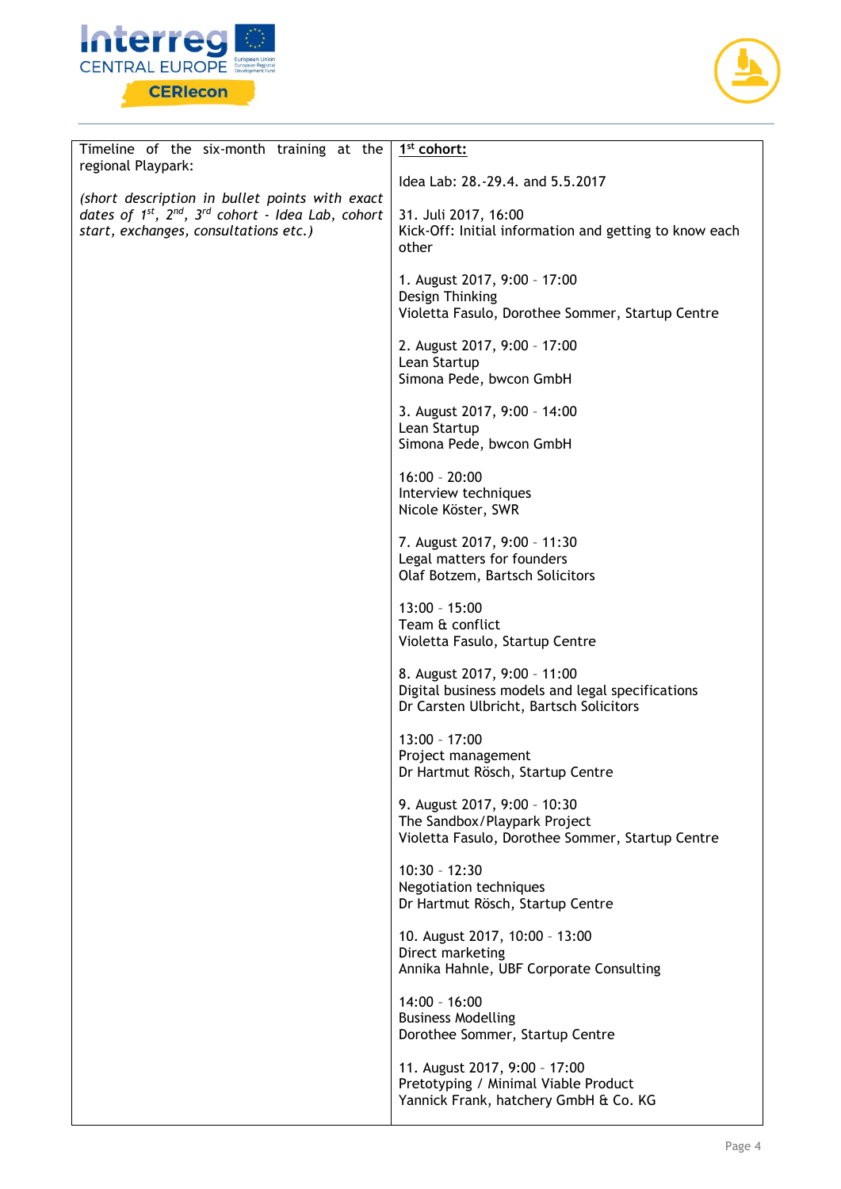| Timeline of the six-month training at the regional Playpark:<br><br>*(short description in bullet points with exact dates of 1st, 2nd, 3rd cohort - Idea Lab, cohort start, exchanges, consultations etc.)* | <u>1st cohort:</u><br><br>Idea Lab: 28.-29.4. and 5.5.2017<br><br>31. Juli 2017, 16:00<br>Kick-Off: Initial information and getting to know each other<br><br>1. August 2017, 9:00 – 17:00<br>Design Thinking<br>Violetta Fasulo, Dorothee Sommer, Startup Centre<br><br>2. August 2017, 9:00 – 17:00<br>Lean Startup<br>Simona Pede, bwcon GmbH<br><br>3. August 2017, 9:00 – 14:00<br>Lean Startup<br>Simona Pede, bwcon GmbH<br><br>16:00 – 20:00<br>Interview techniques<br>Nicole Köster, SWR<br><br>7. August 2017, 9:00 – 11:30<br>Legal matters for founders<br>Olaf Botzem, Bartsch Solicitors<br><br>13:00 – 15:00<br>Team & conflict<br>Violetta Fasulo, Startup Centre<br><br>8. August 2017, 9:00 – 11:00<br>Digital business models and legal specifications<br>Dr Carsten Ulbricht, Bartsch Solicitors<br><br>13:00 – 17:00<br>Project management<br>Dr Hartmut Rösch, Startup Centre<br><br>9. August 2017, 9:00 – 10:30<br>The Sandbox/Playpark Project<br>Violetta Fasulo, Dorothee Sommer, Startup Centre<br><br>10:30 – 12:30<br>Negotiation techniques<br>Dr Hartmut Rösch, Startup Centre<br><br>10. August 2017, 10:00 – 13:00<br>Direct marketing<br>Annika Hahnle, UBF Corporate Consulting<br><br>14:00 – 16:00<br>Business Modelling<br>Dorothee Sommer, Startup Centre<br><br>11. August 2017, 9:00 – 17:00<br>Pretotyping / Minimal Viable Product<br>Yannick Frank, hatchery GmbH & Co. KG |
|---|---|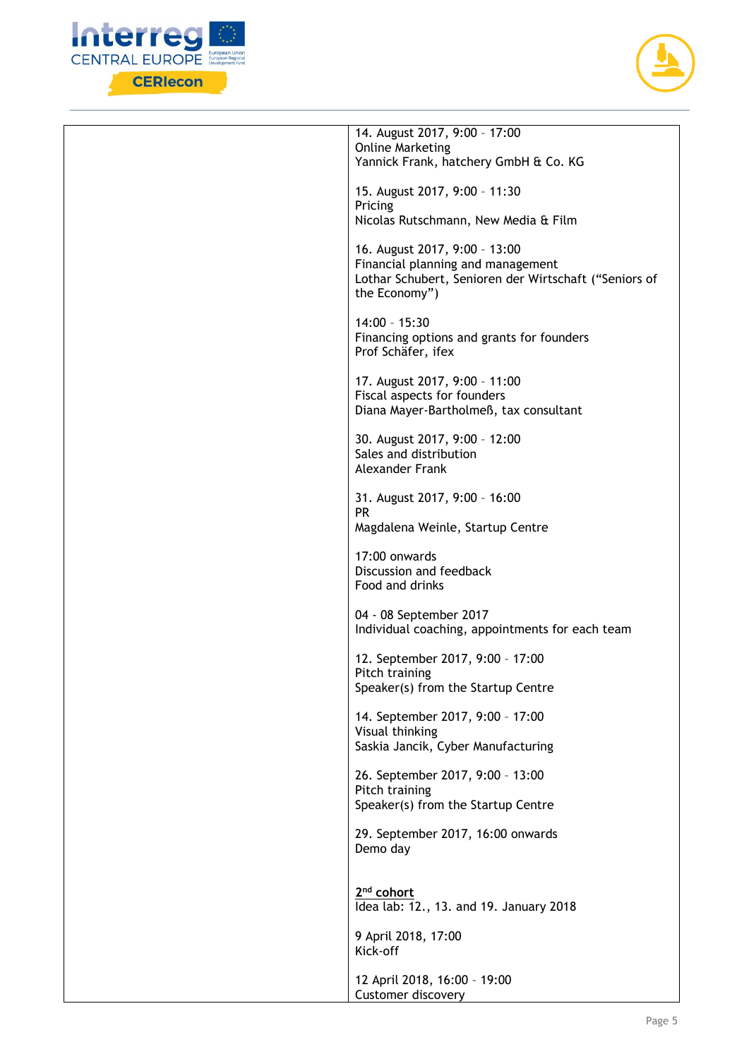| | |
|---|---|
| | 14. August 2017, 9:00 – 17:00<br>Online Marketing<br>Yannick Frank, hatchery GmbH & Co. KG<br><br>15. August 2017, 9:00 – 11:30<br>Pricing<br>Nicolas Rutschmann, New Media & Film<br><br>16. August 2017, 9:00 – 13:00<br>Financial planning and management<br>Lothar Schubert, Senioren der Wirtschaft ("Seniors of the Economy")<br><br>14:00 – 15:30<br>Financing options and grants for founders<br>Prof Schäfer, ifex<br><br>17. August 2017, 9:00 – 11:00<br>Fiscal aspects for founders<br>Diana Mayer-Bartholmeß, tax consultant<br><br>30. August 2017, 9:00 – 12:00<br>Sales and distribution<br>Alexander Frank<br><br>31. August 2017, 9:00 – 16:00<br>PR<br>Magdalena Weinle, Startup Centre<br><br>17:00 onwards<br>Discussion and feedback<br>Food and drinks<br><br>04 - 08 September 2017<br>Individual coaching, appointments for each team<br><br>12. September 2017, 9:00 – 17:00<br>Pitch training<br>Speaker(s) from the Startup Centre<br><br>14. September 2017, 9:00 – 17:00<br>Visual thinking<br>Saskia Jancik, Cyber Manufacturing<br><br>26. September 2017, 9:00 – 13:00<br>Pitch training<br>Speaker(s) from the Startup Centre<br><br>29. September 2017, 16:00 onwards<br>Demo day<br><br><br>**2nd cohort**<br>Idea lab: 12., 13. and 19. January 2018<br><br>9 April 2018, 17:00<br>Kick-off<br><br>12 April 2018, 16:00 – 19:00<br>Customer discovery |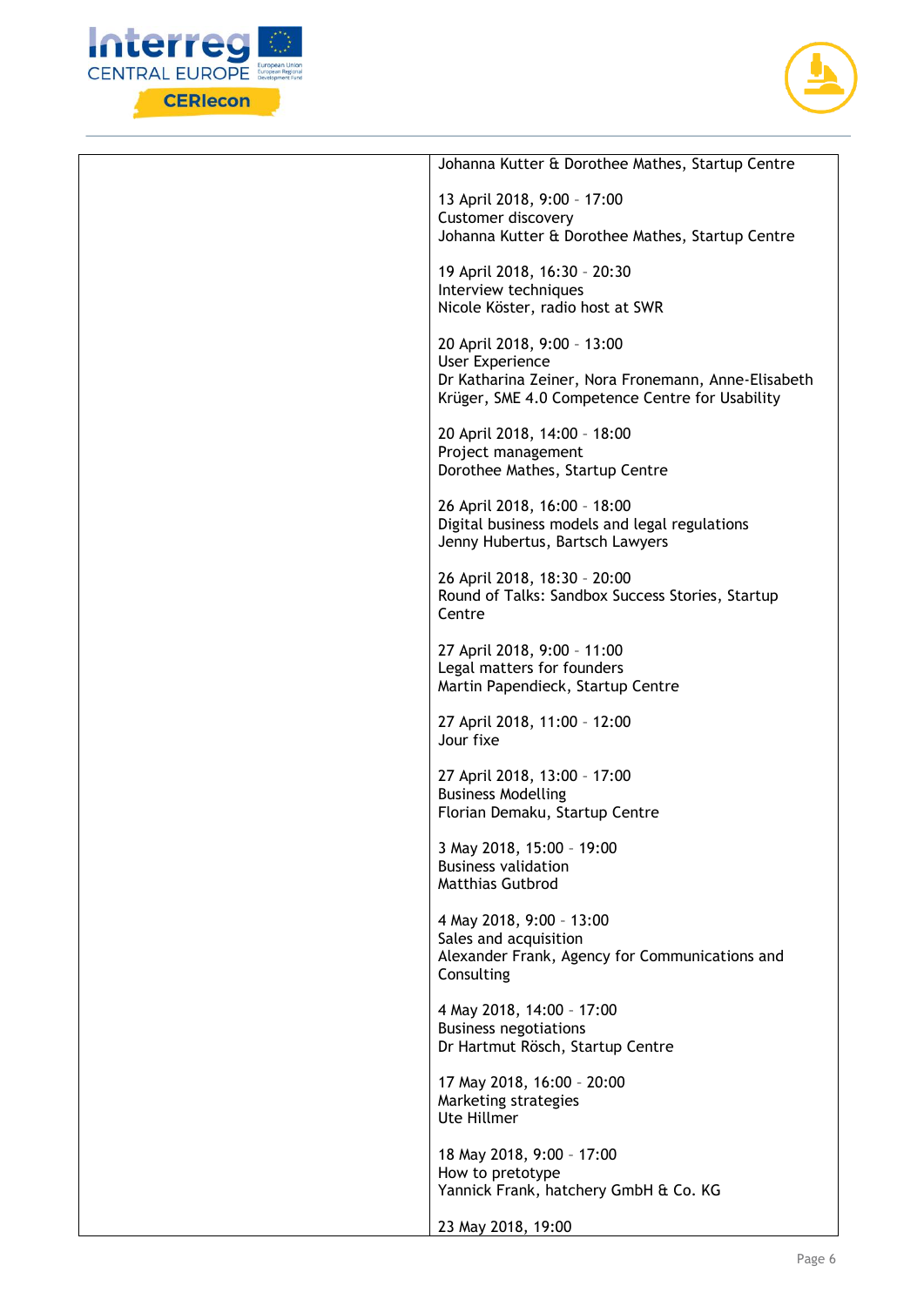| | |
|---|---|
| | Johanna Kutter & Dorothee Mathes, Startup Centre<br><br>13 April 2018, 9:00 – 17:00<br>Customer discovery<br>Johanna Kutter & Dorothee Mathes, Startup Centre<br><br>19 April 2018, 16:30 – 20:30<br>Interview techniques<br>Nicole Köster, radio host at SWR<br><br>20 April 2018, 9:00 – 13:00<br>User Experience<br>Dr Katharina Zeiner, Nora Fronemann, Anne-Elisabeth Krüger, SME 4.0 Competence Centre for Usability<br><br>20 April 2018, 14:00 – 18:00<br>Project management<br>Dorothee Mathes, Startup Centre<br><br>26 April 2018, 16:00 – 18:00<br>Digital business models and legal regulations<br>Jenny Hubertus, Bartsch Lawyers<br><br>26 April 2018, 18:30 – 20:00<br>Round of Talks: Sandbox Success Stories, Startup Centre<br><br>27 April 2018, 9:00 – 11:00<br>Legal matters for founders<br>Martin Papendieck, Startup Centre<br><br>27 April 2018, 11:00 – 12:00<br>Jour fixe<br><br>27 April 2018, 13:00 – 17:00<br>Business Modelling<br>Florian Demaku, Startup Centre<br><br>3 May 2018, 15:00 – 19:00<br>Business validation<br>Matthias Gutbrod<br><br>4 May 2018, 9:00 – 13:00<br>Sales and acquisition<br>Alexander Frank, Agency for Communications and Consulting<br><br>4 May 2018, 14:00 – 17:00<br>Business negotiations<br>Dr Hartmut Rösch, Startup Centre<br><br>17 May 2018, 16:00 – 20:00<br>Marketing strategies<br>Ute Hillmer<br><br>18 May 2018, 9:00 – 17:00<br>How to pretotype<br>Yannick Frank, hatchery GmbH & Co. KG<br><br>23 May 2018, 19:00 |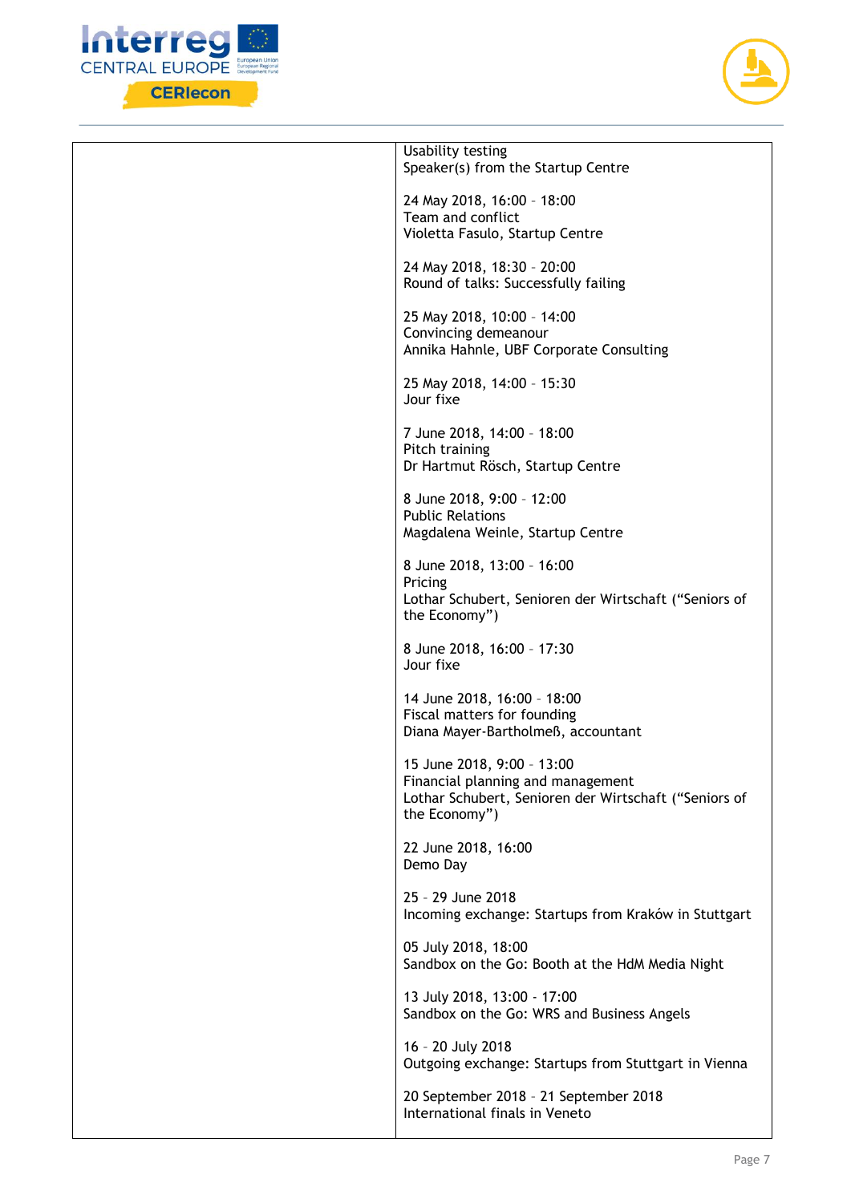| | |
|---|---|
| | Usability testing<br>Speaker(s) from the Startup Centre<br><br>24 May 2018, 16:00 – 18:00<br>Team and conflict<br>Violetta Fasulo, Startup Centre<br><br>24 May 2018, 18:30 – 20:00<br>Round of talks: Successfully failing<br><br>25 May 2018, 10:00 – 14:00<br>Convincing demeanour<br>Annika Hahnle, UBF Corporate Consulting<br><br>25 May 2018, 14:00 – 15:30<br>Jour fixe<br><br>7 June 2018, 14:00 – 18:00<br>Pitch training<br>Dr Hartmut Rösch, Startup Centre<br><br>8 June 2018, 9:00 – 12:00<br>Public Relations<br>Magdalena Weinle, Startup Centre<br><br>8 June 2018, 13:00 – 16:00<br>Pricing<br>Lothar Schubert, Senioren der Wirtschaft ("Seniors of the Economy")<br><br>8 June 2018, 16:00 – 17:30<br>Jour fixe<br><br>14 June 2018, 16:00 – 18:00<br>Fiscal matters for founding<br>Diana Mayer-Bartholmeß, accountant<br><br>15 June 2018, 9:00 – 13:00<br>Financial planning and management<br>Lothar Schubert, Senioren der Wirtschaft ("Seniors of the Economy")<br><br>22 June 2018, 16:00<br>Demo Day<br><br>25 – 29 June 2018<br>Incoming exchange: Startups from Kraków in Stuttgart<br><br>05 July 2018, 18:00<br>Sandbox on the Go: Booth at the HdM Media Night<br><br>13 July 2018, 13:00 - 17:00<br>Sandbox on the Go: WRS and Business Angels<br><br>16 – 20 July 2018<br>Outgoing exchange: Startups from Stuttgart in Vienna<br><br>20 September 2018 – 21 September 2018<br>International finals in Veneto |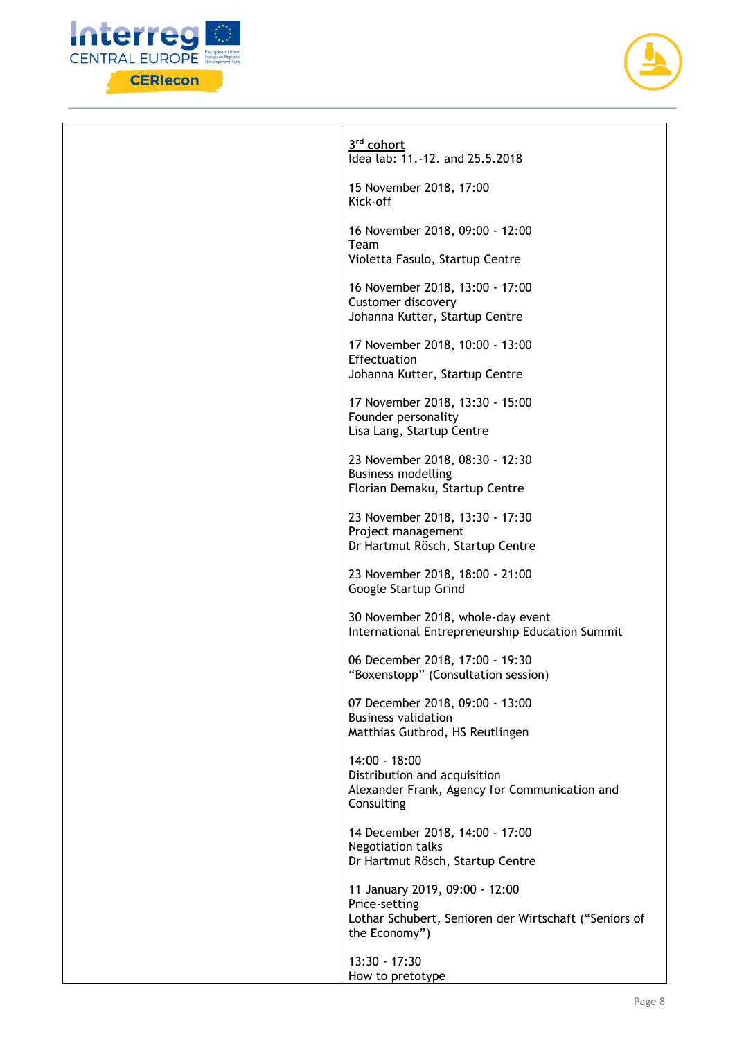| | 3rd cohort<br>Idea lab: 11.-12. and 25.5.2018<br><br>15 November 2018, 17:00<br>Kick-off<br><br>16 November 2018, 09:00 - 12:00<br>Team<br>Violetta Fasulo, Startup Centre<br><br>16 November 2018, 13:00 - 17:00<br>Customer discovery<br>Johanna Kutter, Startup Centre<br><br>17 November 2018, 10:00 - 13:00<br>Effectuation<br>Johanna Kutter, Startup Centre<br><br>17 November 2018, 13:30 - 15:00<br>Founder personality<br>Lisa Lang, Startup Centre<br><br>23 November 2018, 08:30 - 12:30<br>Business modelling<br>Florian Demaku, Startup Centre<br><br>23 November 2018, 13:30 - 17:30<br>Project management<br>Dr Hartmut Rösch, Startup Centre<br><br>23 November 2018, 18:00 - 21:00<br>Google Startup Grind<br><br>30 November 2018, whole-day event<br>International Entrepreneurship Education Summit<br><br>06 December 2018, 17:00 - 19:30<br>"Boxenstopp" (Consultation session)<br><br>07 December 2018, 09:00 - 13:00<br>Business validation<br>Matthias Gutbrod, HS Reutlingen<br><br>14:00 - 18:00<br>Distribution and acquisition<br>Alexander Frank, Agency for Communication and Consulting<br><br>14 December 2018, 14:00 - 17:00<br>Negotiation talks<br>Dr Hartmut Rösch, Startup Centre<br><br>11 January 2019, 09:00 - 12:00<br>Price-setting<br>Lothar Schubert, Senioren der Wirtschaft ("Seniors of the Economy")<br><br>13:30 - 17:30<br>How to pretotype |
|---|---|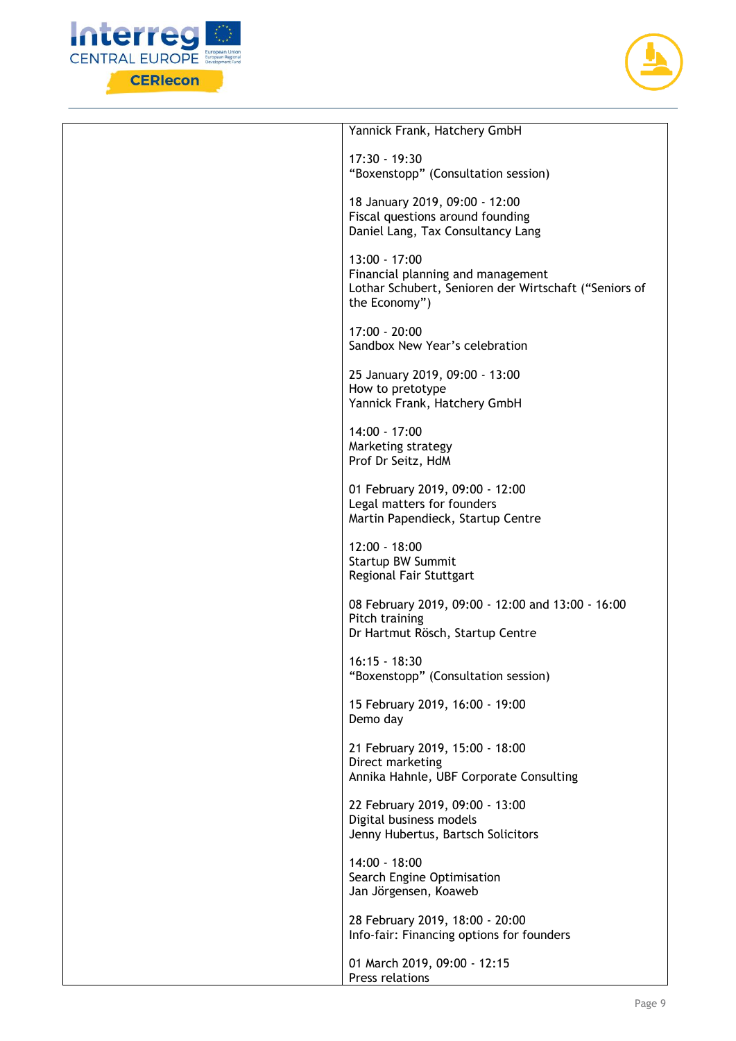|  | Yannick Frank, Hatchery GmbH<br><br>17:30 - 19:30<br>"Boxenstopp" (Consultation session)<br><br>18 January 2019, 09:00 - 12:00<br>Fiscal questions around founding<br>Daniel Lang, Tax Consultancy Lang<br><br>13:00 - 17:00<br>Financial planning and management<br>Lothar Schubert, Senioren der Wirtschaft ("Seniors of the Economy")<br><br>17:00 - 20:00<br>Sandbox New Year's celebration<br><br>25 January 2019, 09:00 - 13:00<br>How to pretotype<br>Yannick Frank, Hatchery GmbH<br><br>14:00 - 17:00<br>Marketing strategy<br>Prof Dr Seitz, HdM<br><br>01 February 2019, 09:00 - 12:00<br>Legal matters for founders<br>Martin Papendieck, Startup Centre<br><br>12:00 - 18:00<br>Startup BW Summit<br>Regional Fair Stuttgart<br><br>08 February 2019, 09:00 - 12:00 and 13:00 - 16:00<br>Pitch training<br>Dr Hartmut Rösch, Startup Centre<br><br>16:15 - 18:30<br>"Boxenstopp" (Consultation session)<br><br>15 February 2019, 16:00 - 19:00<br>Demo day<br><br>21 February 2019, 15:00 - 18:00<br>Direct marketing<br>Annika Hahnle, UBF Corporate Consulting<br><br>22 February 2019, 09:00 - 13:00<br>Digital business models<br>Jenny Hubertus, Bartsch Solicitors<br><br>14:00 - 18:00<br>Search Engine Optimisation<br>Jan Jörgensen, Koaweb<br><br>28 February 2019, 18:00 - 20:00<br>Info-fair: Financing options for founders<br><br>01 March 2019, 09:00 - 12:15<br>Press relations |
|---|---|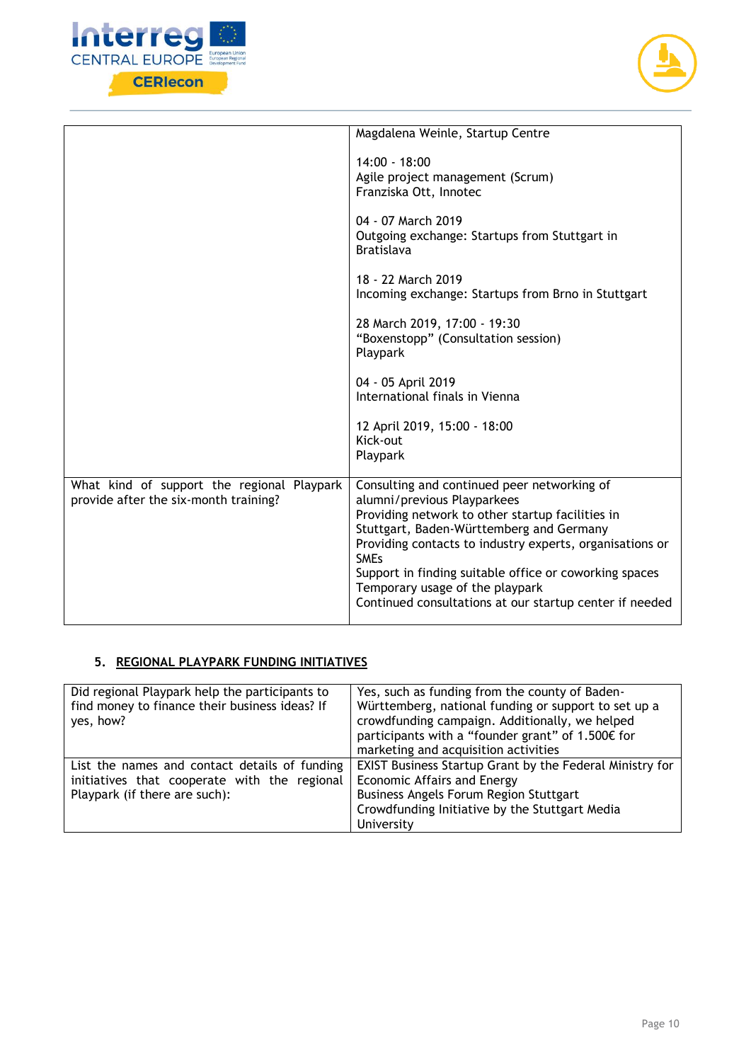| | |
|---|---|
| | Magdalena Weinle, Startup Centre<br><br>14:00 - 18:00<br>Agile project management (Scrum)<br>Franziska Ott, Innotec<br><br>04 - 07 March 2019<br>Outgoing exchange: Startups from Stuttgart in Bratislava<br><br>18 - 22 March 2019<br>Incoming exchange: Startups from Brno in Stuttgart<br><br>28 March 2019, 17:00 - 19:30<br>"Boxenstopp" (Consultation session)<br>Playpark<br><br>04 - 05 April 2019<br>International finals in Vienna<br><br>12 April 2019, 15:00 - 18:00<br>Kick-out<br>Playpark |
| What kind of support the regional Playpark provide after the six-month training? | Consulting and continued peer networking of alumni/previous Playparkees<br>Providing network to other startup facilities in Stuttgart, Baden-Württemberg and Germany<br>Providing contacts to industry experts, organisations or SMEs<br>Support in finding suitable office or coworking spaces<br>Temporary usage of the playpark<br>Continued consultations at our startup center if needed |

## 5. REGIONAL PLAYPARK FUNDING INITIATIVES

| | |
|---|---|
| Did regional Playpark help the participants to find money to finance their business ideas? If yes, how? | Yes, such as funding from the county of Baden-Württemberg, national funding or support to set up a crowdfunding campaign. Additionally, we helped participants with a "founder grant" of 1.500€ for marketing and acquisition activities |
| List the names and contact details of funding initiatives that cooperate with the regional Playpark (if there are such): | EXIST Business Startup Grant by the Federal Ministry for Economic Affairs and Energy<br>Business Angels Forum Region Stuttgart<br>Crowdfunding Initiative by the Stuttgart Media University |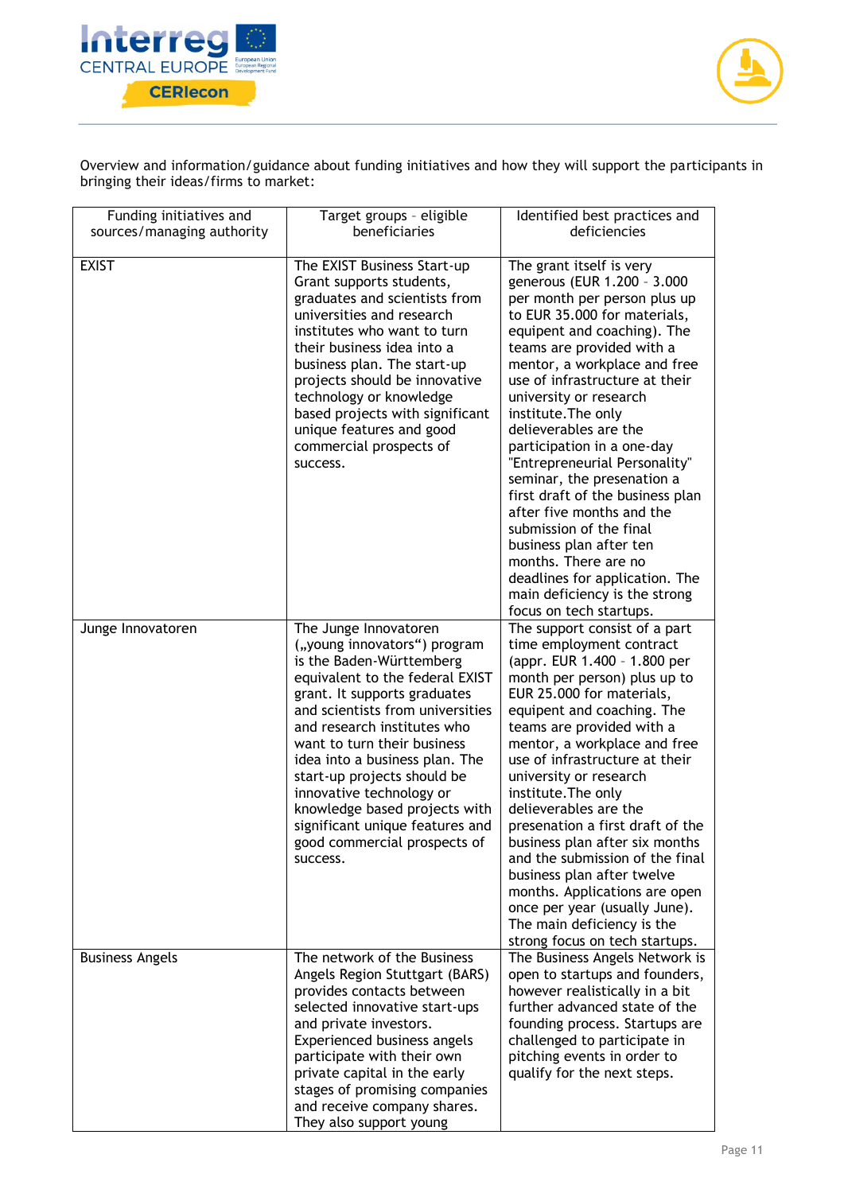Overview and information/guidance about funding initiatives and how they will support the participants in bringing their ideas/firms to market:

| Funding initiatives and sources/managing authority | Target groups – eligible beneficiaries | Identified best practices and deficiencies |
|---|---|---|
| EXIST | The EXIST Business Start-up Grant supports students, graduates and scientists from universities and research institutes who want to turn their business idea into a business plan. The start-up projects should be innovative technology or knowledge based projects with significant unique features and good commercial prospects of success. | The grant itself is very generous (EUR 1.200 – 3.000 per month per person plus up to EUR 35.000 for materials, equipent and coaching). The teams are provided with a mentor, a workplace and free use of infrastructure at their university or research institute.The only delieverables are the participation in a one-day "Entrepreneurial Personality" seminar, the presentation a first draft of the business plan after five months and the submission of the final business plan after ten months. There are no deadlines for application. The main deficiency is the strong focus on tech startups. |
| Junge Innovatoren | The Junge Innovatoren („young innovators") program is the Baden-Württemberg equivalent to the federal EXIST grant. It supports graduates and scientists from universities and research institutes who want to turn their business idea into a business plan. The start-up projects should be innovative technology or knowledge based projects with significant unique features and good commercial prospects of success. | The support consist of a part time employment contract (appr. EUR 1.400 – 1.800 per month per person) plus up to EUR 25.000 for materials, equipent and coaching. The teams are provided with a mentor, a workplace and free use of infrastructure at their university or research institute.The only delieverables are the presenation a first draft of the business plan after six months and the submission of the final business plan after twelve months. Applications are open once per year (usually June). The main deficiency is the strong focus on tech startups. |
| Business Angels | The network of the Business Angels Region Stuttgart (BARS) provides contacts between selected innovative start-ups and private investors. Experienced business angels participate with their own private capital in the early stages of promising companies and receive company shares. They also support young | The Business Angels Network is open to startups and founders, however realistically in a bit further advanced state of the founding process. Startups are challenged to participate in pitching events in order to qualify for the next steps. |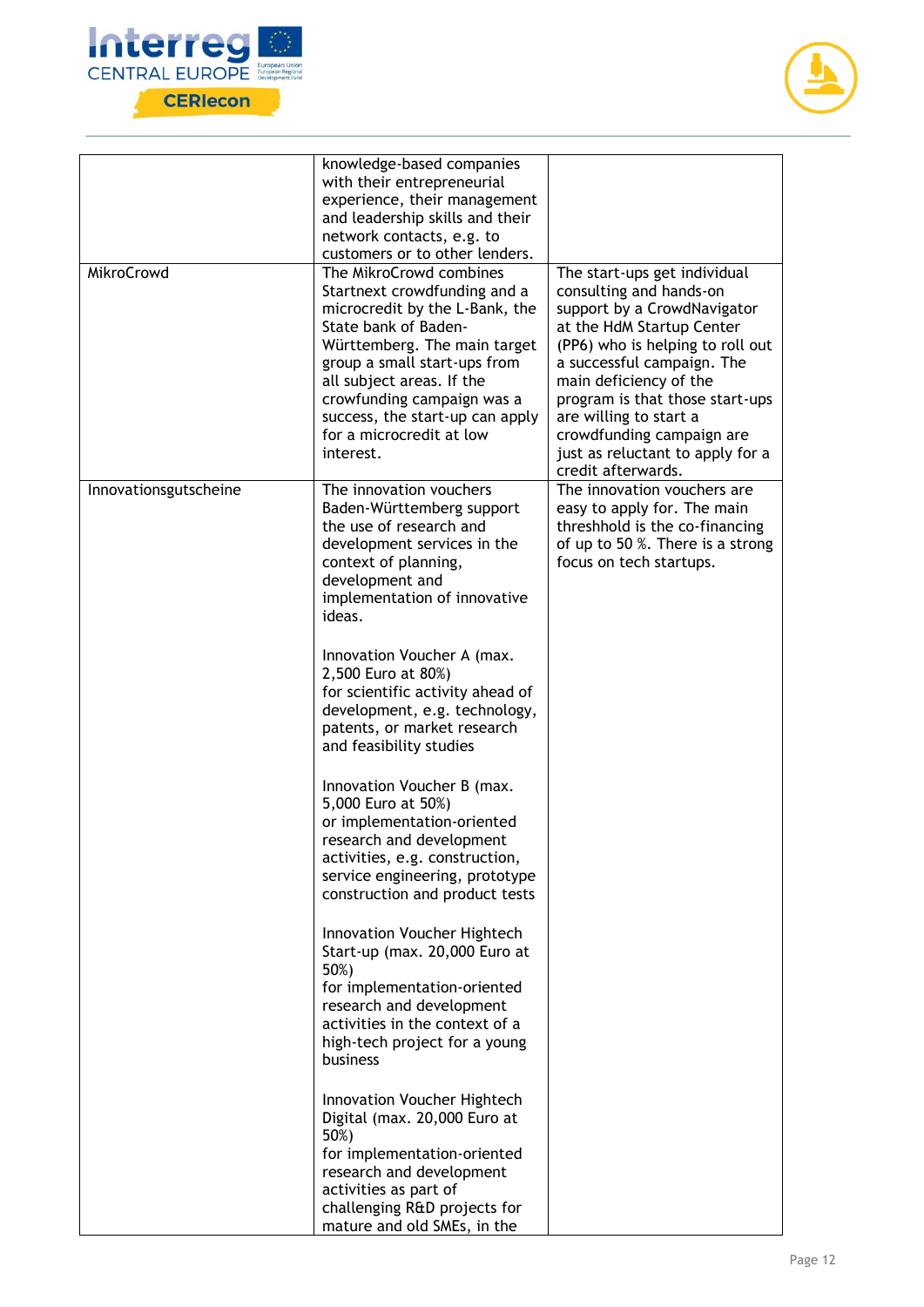| | | |
|---|---|---|
| | knowledge-based companies with their entrepreneurial experience, their management and leadership skills and their network contacts, e.g. to customers or to other lenders. | |
| MikroCrowd | The MikroCrowd combines Startnext crowdfunding and a microcredit by the L-Bank, the State bank of Baden-Württemberg. The main target group a small start-ups from all subject areas. If the crowfunding campaign was a success, the start-up can apply for a microcredit at low interest. | The start-ups get individual consulting and hands-on support by a CrowdNavigator at the HdM Startup Center (PP6) who is helping to roll out a successful campaign. The main deficiency of the program is that those start-ups are willing to start a crowdfunding campaign are just as reluctant to apply for a credit afterwards. |
| Innovationsgutscheine | The innovation vouchers Baden-Württemberg support the use of research and development services in the context of planning, development and implementation of innovative ideas.<br><br>Innovation Voucher A (max. 2,500 Euro at 80%) for scientific activity ahead of development, e.g. technology, patents, or market research and feasibility studies<br><br>Innovation Voucher B (max. 5,000 Euro at 50%) or implementation-oriented research and development activities, e.g. construction, service engineering, prototype construction and product tests<br><br>Innovation Voucher Hightech Start-up (max. 20,000 Euro at 50%) for implementation-oriented research and development activities in the context of a high-tech project for a young business<br><br>Innovation Voucher Hightech Digital (max. 20,000 Euro at 50%) for implementation-oriented research and development activities as part of challenging R&D projects for mature and old SMEs, in the | The innovation vouchers are easy to apply for. The main threshhold is the co-financing of up to 50 %. There is a strong focus on tech startups. |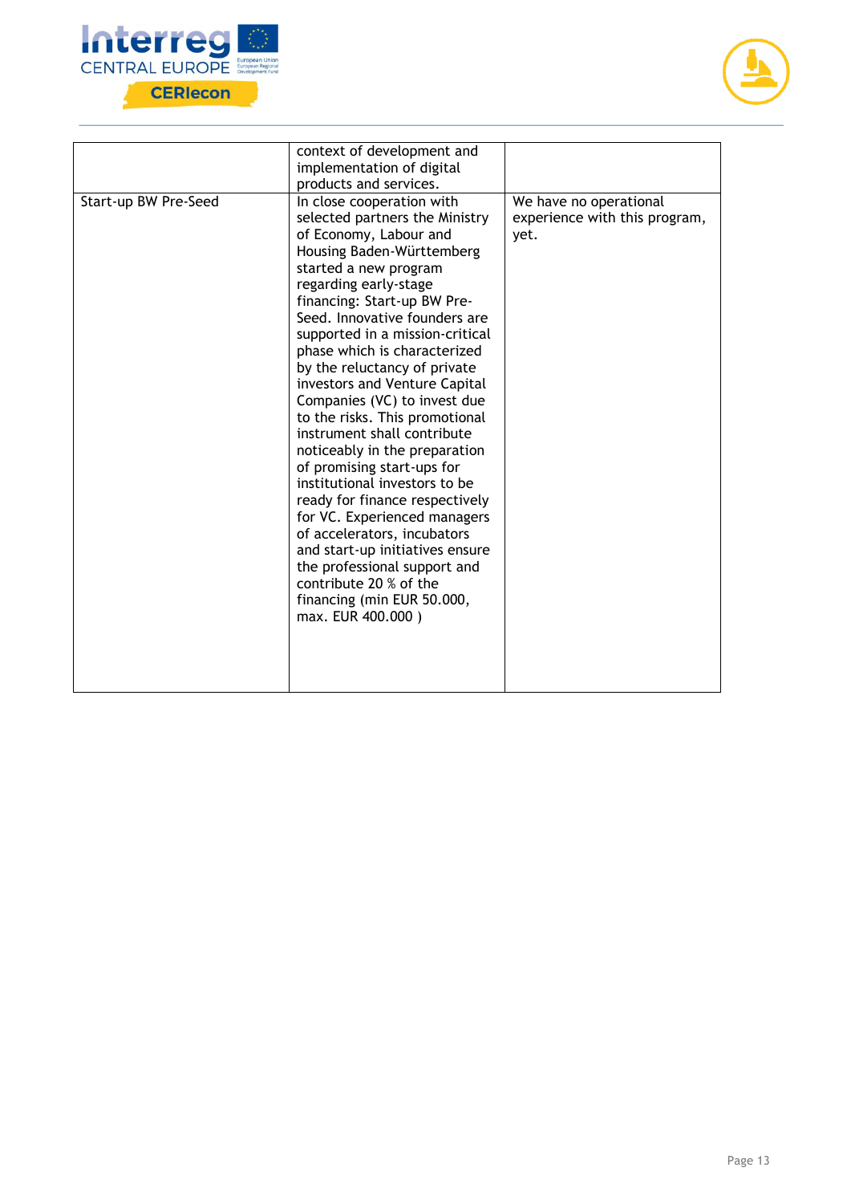| | | |
|---|---|---|
| | context of development and implementation of digital products and services. | |
| Start-up BW Pre-Seed | In close cooperation with selected partners the Ministry of Economy, Labour and Housing Baden-Württemberg started a new program regarding early-stage financing: Start-up BW Pre-Seed. Innovative founders are supported in a mission-critical phase which is characterized by the reluctancy of private investors and Venture Capital Companies (VC) to invest due to the risks. This promotional instrument shall contribute noticeably in the preparation of promising start-ups for institutional investors to be ready for finance respectively for VC. Experienced managers of accelerators, incubators and start-up initiatives ensure the professional support and contribute 20 % of the financing (min EUR 50.000, max. EUR 400.000 ) | We have no operational experience with this program, yet. |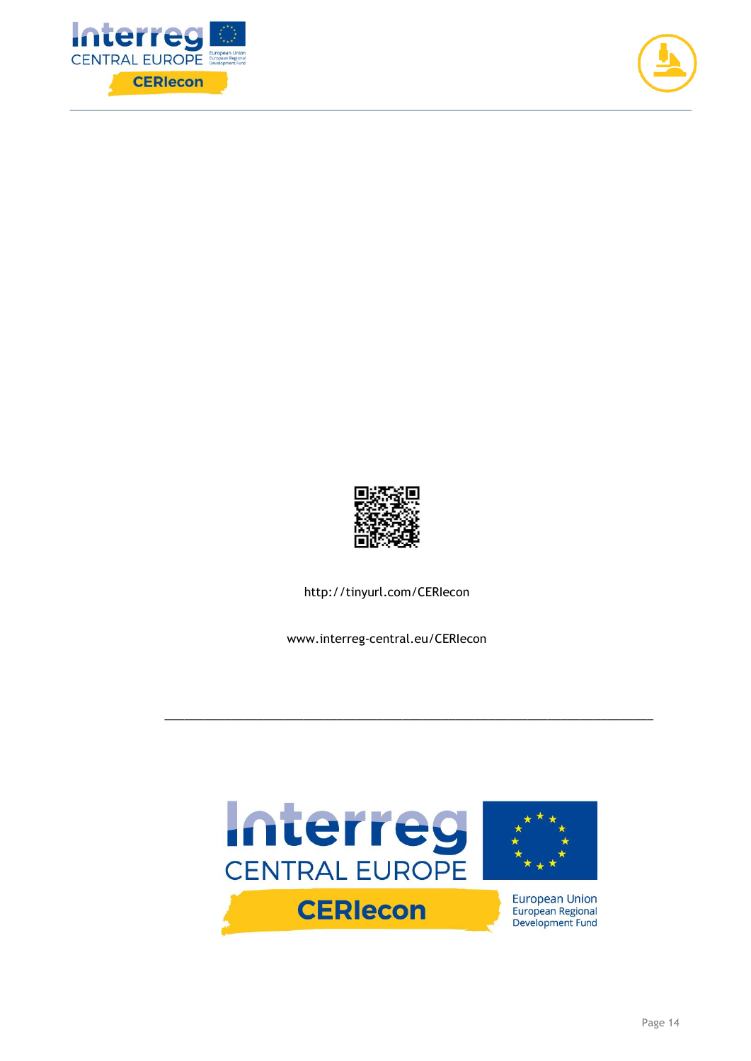http://tinyurl.com/CERIecon

www.interreg-central.eu/CERIecon

---